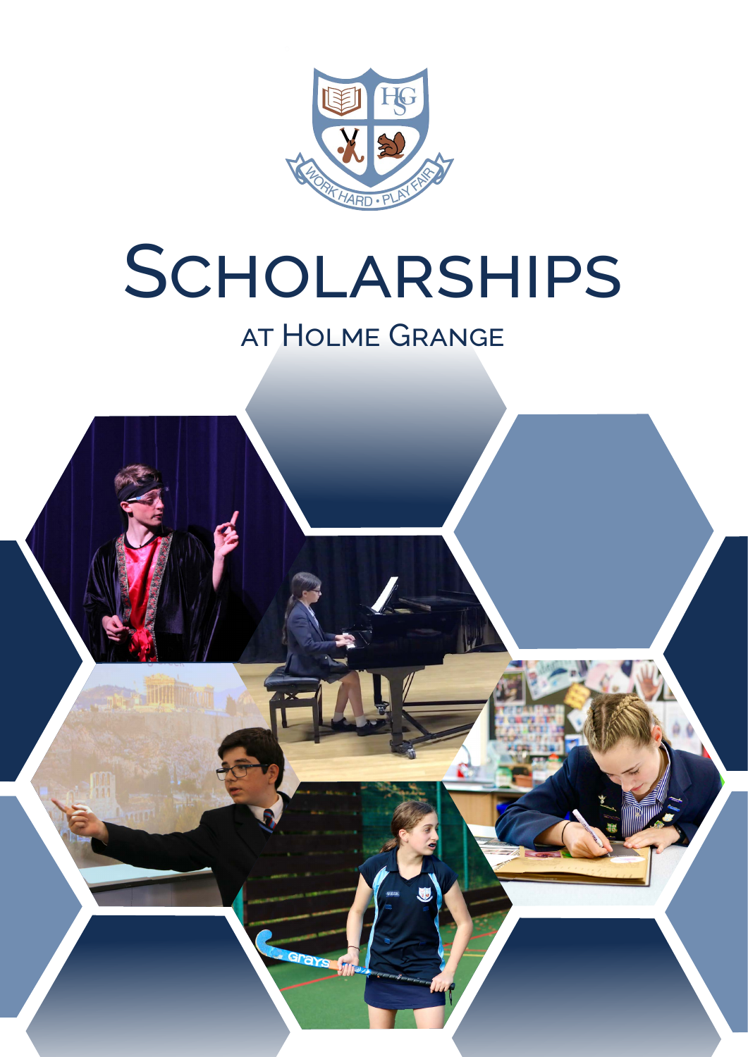# Scholarships

## at Holme Grange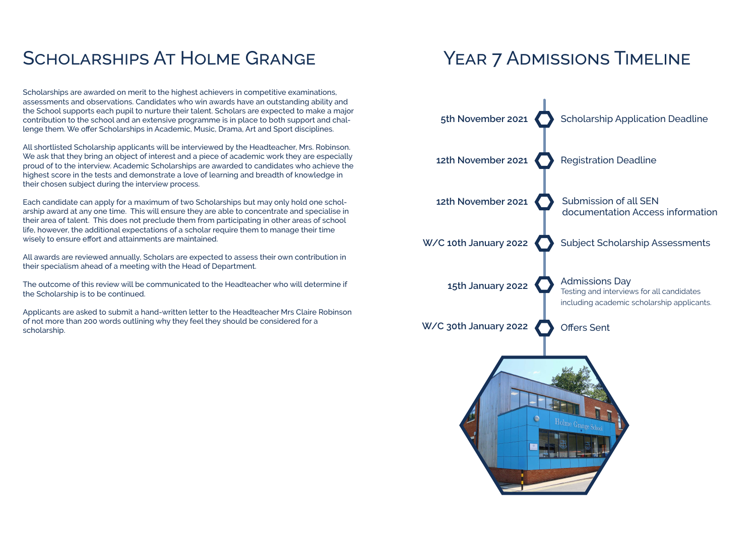# Scholarships At Holme Grange

Scholarships are awarded on merit to the highest achievers in competitive examinations, assessments and observations. Candidates who win awards have an outstanding ability and the School supports each pupil to nurture their talent. Scholars are expected to make a major contribution to the school and an extensive programme is in place to both support and challenge them. We offer Scholarships in Academic, Music, Drama, Art and Sport disciplines.

All shortlisted Scholarship applicants will be interviewed by the Headteacher, Mrs. Robinson. We ask that they bring an object of interest and a piece of academic work they are especially proud of to the interview. Academic Scholarships are awarded to candidates who achieve the highest score in the tests and demonstrate a love of learning and breadth of knowledge in their chosen subject during the interview process.

Each candidate can apply for a maximum of two Scholarships but may only hold one scholarship award at any one time. This will ensure they are able to concentrate and specialise in their area of talent. This does not preclude them from participating in other areas of school life, however, the additional expectations of a scholar require them to manage their time wisely to ensure effort and attainments are maintained.

All awards are reviewed annually, Scholars are expected to assess their own contribution in their specialism ahead of a meeting with the Head of Department.

The outcome of this review will be communicated to the Headteacher who will determine if the Scholarship is to be continued.

Applicants are asked to submit a hand-written letter to the Headteacher Mrs Claire Robinson of not more than 200 words outlining why they feel they should be considered for a scholarship.

# Year 7 Admissions Timeline

- **5th November 2021** – Scholarship Application Deadline
- **12th November 2021** – Registration Deadline
- **12th November 2021** – Submission of all SEN documentation Access information
- **W/C 10th January 2022** – Subject Scholarship Assessments
- **15th January 2022** – Admissions Day
  Testing and interviews for all candidates including academic scholarship applicants.
- **W/C 30th January 2022** – Offers Sent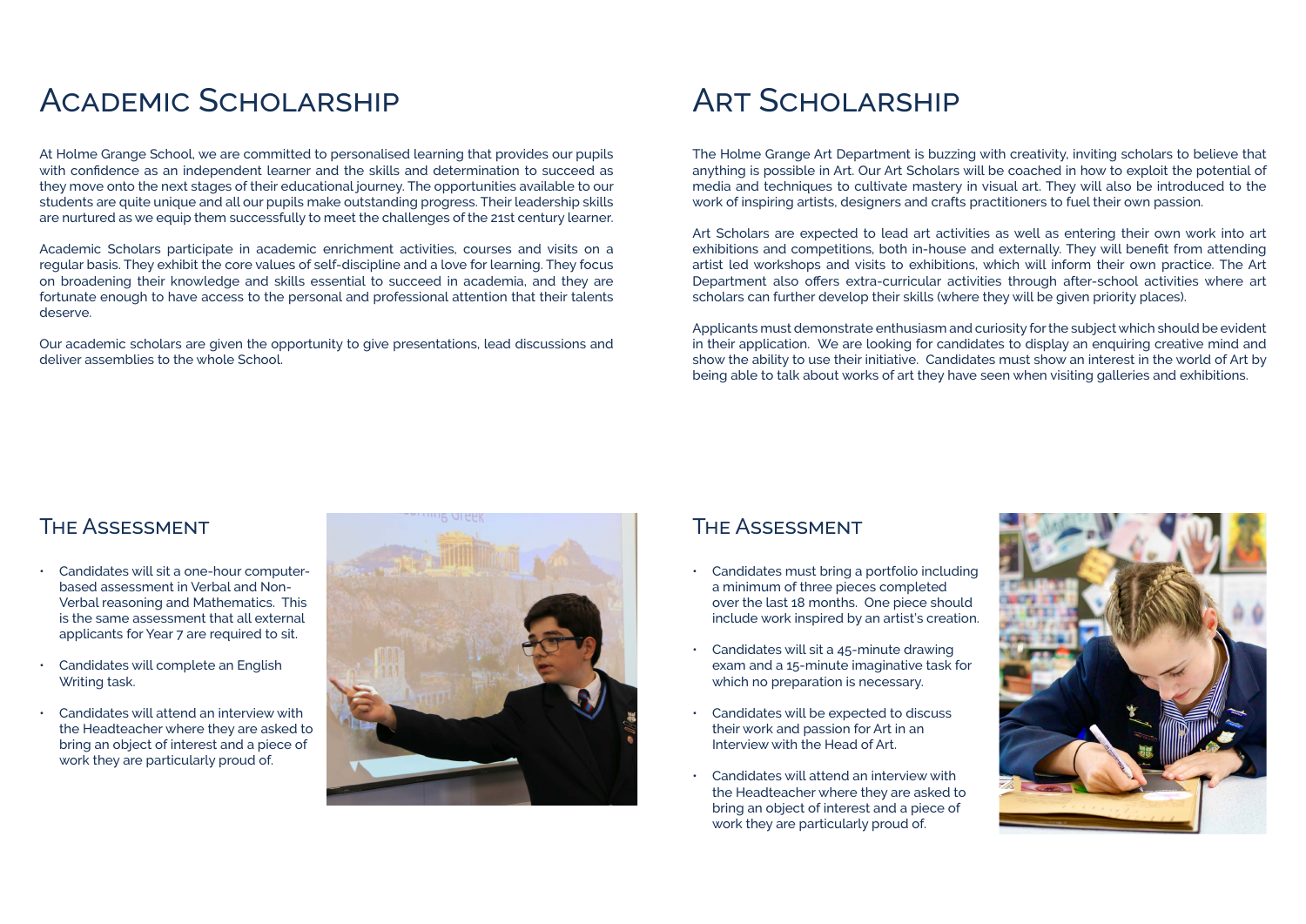# Academic Scholarship

At Holme Grange School, we are committed to personalised learning that provides our pupils with confidence as an independent learner and the skills and determination to succeed as they move onto the next stages of their educational journey. The opportunities available to our students are quite unique and all our pupils make outstanding progress. Their leadership skills are nurtured as we equip them successfully to meet the challenges of the 21st century learner.

Academic Scholars participate in academic enrichment activities, courses and visits on a regular basis. They exhibit the core values of self-discipline and a love for learning. They focus on broadening their knowledge and skills essential to succeed in academia, and they are fortunate enough to have access to the personal and professional attention that their talents deserve.

Our academic scholars are given the opportunity to give presentations, lead discussions and deliver assemblies to the whole School.

## The Assessment

- Candidates will sit a one-hour computer-based assessment in Verbal and Non-Verbal reasoning and Mathematics. This is the same assessment that all external applicants for Year 7 are required to sit.
- Candidates will complete an English Writing task.
- Candidates will attend an interview with the Headteacher where they are asked to bring an object of interest and a piece of work they are particularly proud of.

# Art Scholarship

The Holme Grange Art Department is buzzing with creativity, inviting scholars to believe that anything is possible in Art. Our Art Scholars will be coached in how to exploit the potential of media and techniques to cultivate mastery in visual art. They will also be introduced to the work of inspiring artists, designers and crafts practitioners to fuel their own passion.

Art Scholars are expected to lead art activities as well as entering their own work into art exhibitions and competitions, both in-house and externally. They will benefit from attending artist led workshops and visits to exhibitions, which will inform their own practice. The Art Department also offers extra-curricular activities through after-school activities where art scholars can further develop their skills (where they will be given priority places).

Applicants must demonstrate enthusiasm and curiosity for the subject which should be evident in their application. We are looking for candidates to display an enquiring creative mind and show the ability to use their initiative. Candidates must show an interest in the world of Art by being able to talk about works of art they have seen when visiting galleries and exhibitions.

## The Assessment

- Candidates must bring a portfolio including a minimum of three pieces completed over the last 18 months. One piece should include work inspired by an artist's creation.
- Candidates will sit a 45-minute drawing exam and a 15-minute imaginative task for which no preparation is necessary.
- Candidates will be expected to discuss their work and passion for Art in an Interview with the Head of Art.
- Candidates will attend an interview with the Headteacher where they are asked to bring an object of interest and a piece of work they are particularly proud of.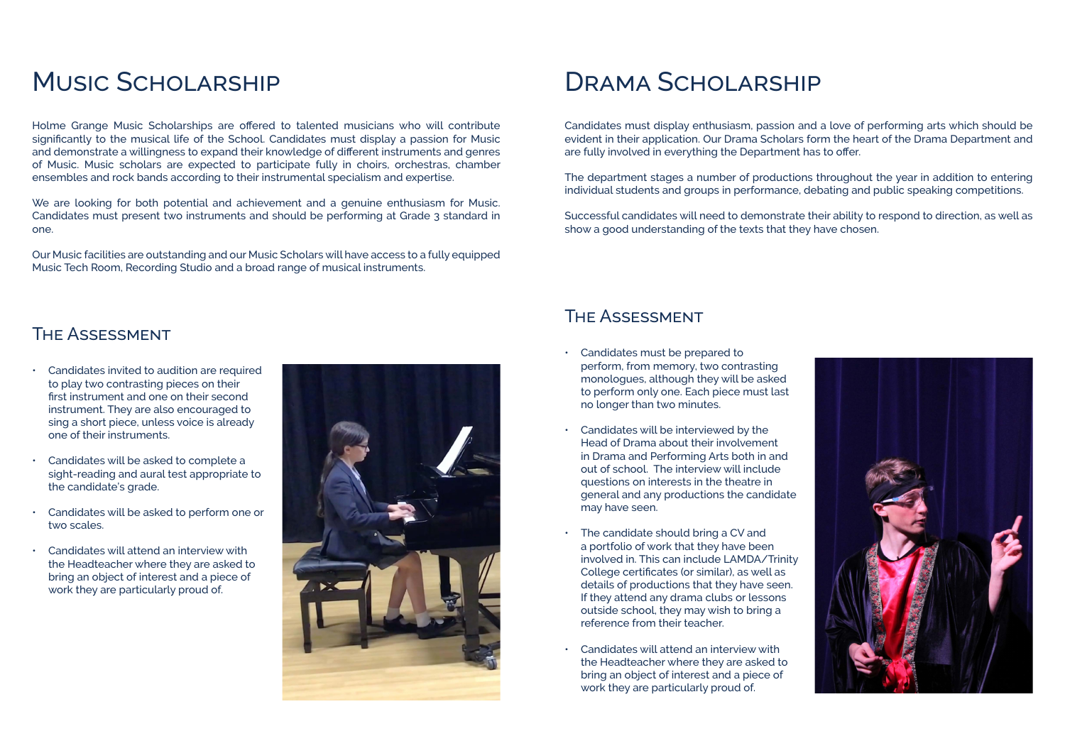# Music Scholarship

Holme Grange Music Scholarships are offered to talented musicians who will contribute significantly to the musical life of the School. Candidates must display a passion for Music and demonstrate a willingness to expand their knowledge of different instruments and genres of Music. Music scholars are expected to participate fully in choirs, orchestras, chamber ensembles and rock bands according to their instrumental specialism and expertise.

We are looking for both potential and achievement and a genuine enthusiasm for Music. Candidates must present two instruments and should be performing at Grade 3 standard in one.

Our Music facilities are outstanding and our Music Scholars will have access to a fully equipped Music Tech Room, Recording Studio and a broad range of musical instruments.

## The Assessment

- Candidates invited to audition are required to play two contrasting pieces on their first instrument and one on their second instrument. They are also encouraged to sing a short piece, unless voice is already one of their instruments.
- Candidates will be asked to complete a sight-reading and aural test appropriate to the candidate's grade.
- Candidates will be asked to perform one or two scales.
- Candidates will attend an interview with the Headteacher where they are asked to bring an object of interest and a piece of work they are particularly proud of.

# Drama Scholarship

Candidates must display enthusiasm, passion and a love of performing arts which should be evident in their application. Our Drama Scholars form the heart of the Drama Department and are fully involved in everything the Department has to offer.

The department stages a number of productions throughout the year in addition to entering individual students and groups in performance, debating and public speaking competitions.

Successful candidates will need to demonstrate their ability to respond to direction, as well as show a good understanding of the texts that they have chosen.

## The Assessment

- Candidates must be prepared to perform, from memory, two contrasting monologues, although they will be asked to perform only one. Each piece must last no longer than two minutes.
- Candidates will be interviewed by the Head of Drama about their involvement in Drama and Performing Arts both in and out of school. The interview will include questions on interests in the theatre in general and any productions the candidate may have seen.
- The candidate should bring a CV and a portfolio of work that they have been involved in. This can include LAMDA/Trinity College certificates (or similar), as well as details of productions that they have seen. If they attend any drama clubs or lessons outside school, they may wish to bring a reference from their teacher.
- Candidates will attend an interview with the Headteacher where they are asked to bring an object of interest and a piece of work they are particularly proud of.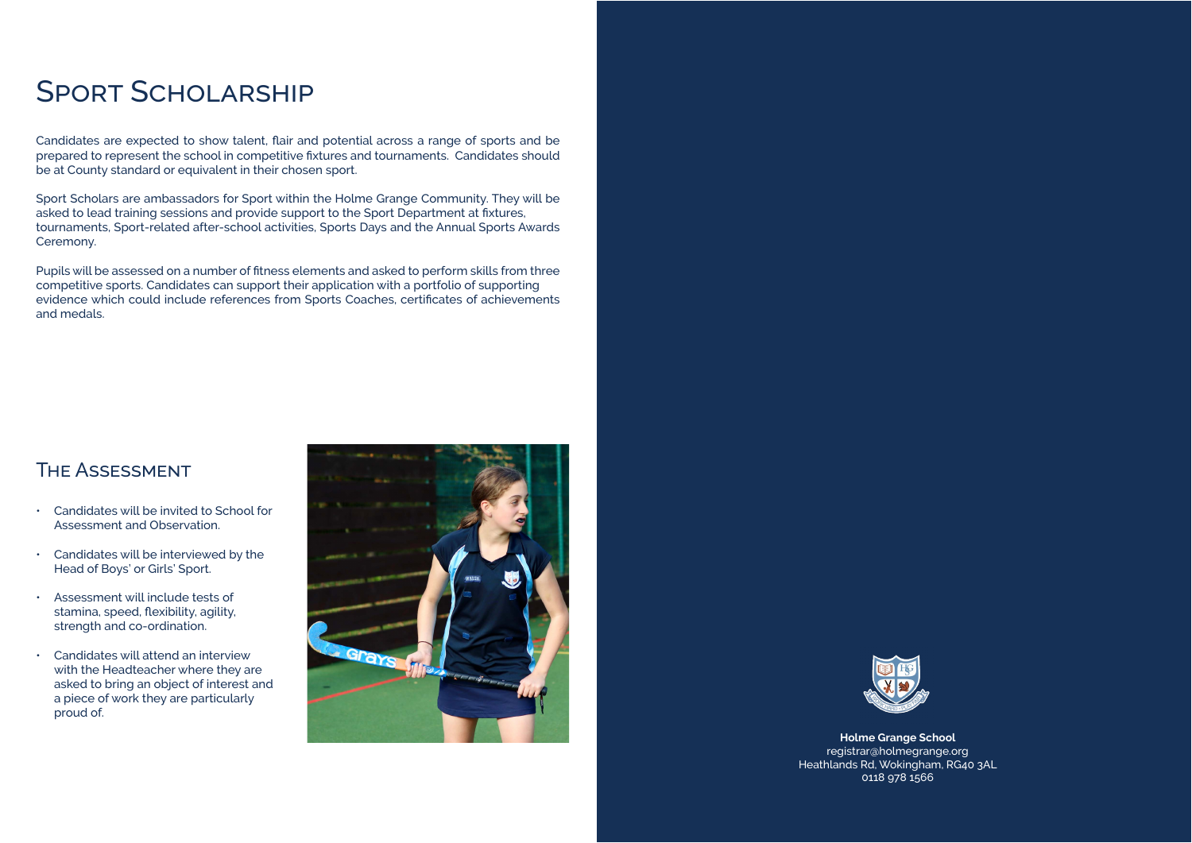# Sport Scholarship

Candidates are expected to show talent, flair and potential across a range of sports and be prepared to represent the school in competitive fixtures and tournaments. Candidates should be at County standard or equivalent in their chosen sport.

Sport Scholars are ambassadors for Sport within the Holme Grange Community. They will be asked to lead training sessions and provide support to the Sport Department at fixtures, tournaments, Sport-related after-school activities, Sports Days and the Annual Sports Awards Ceremony.

Pupils will be assessed on a number of fitness elements and asked to perform skills from three competitive sports. Candidates can support their application with a portfolio of supporting evidence which could include references from Sports Coaches, certificates of achievements and medals.

## The Assessment

- Candidates will be invited to School for Assessment and Observation.
- Candidates will be interviewed by the Head of Boys' or Girls' Sport.
- Assessment will include tests of stamina, speed, flexibility, agility, strength and co-ordination.
- Candidates will attend an interview with the Headteacher where they are asked to bring an object of interest and a piece of work they are particularly proud of.

**Holme Grange School**
registrar@holmegrange.org
Heathlands Rd, Wokingham, RG40 3AL
0118 978 1566